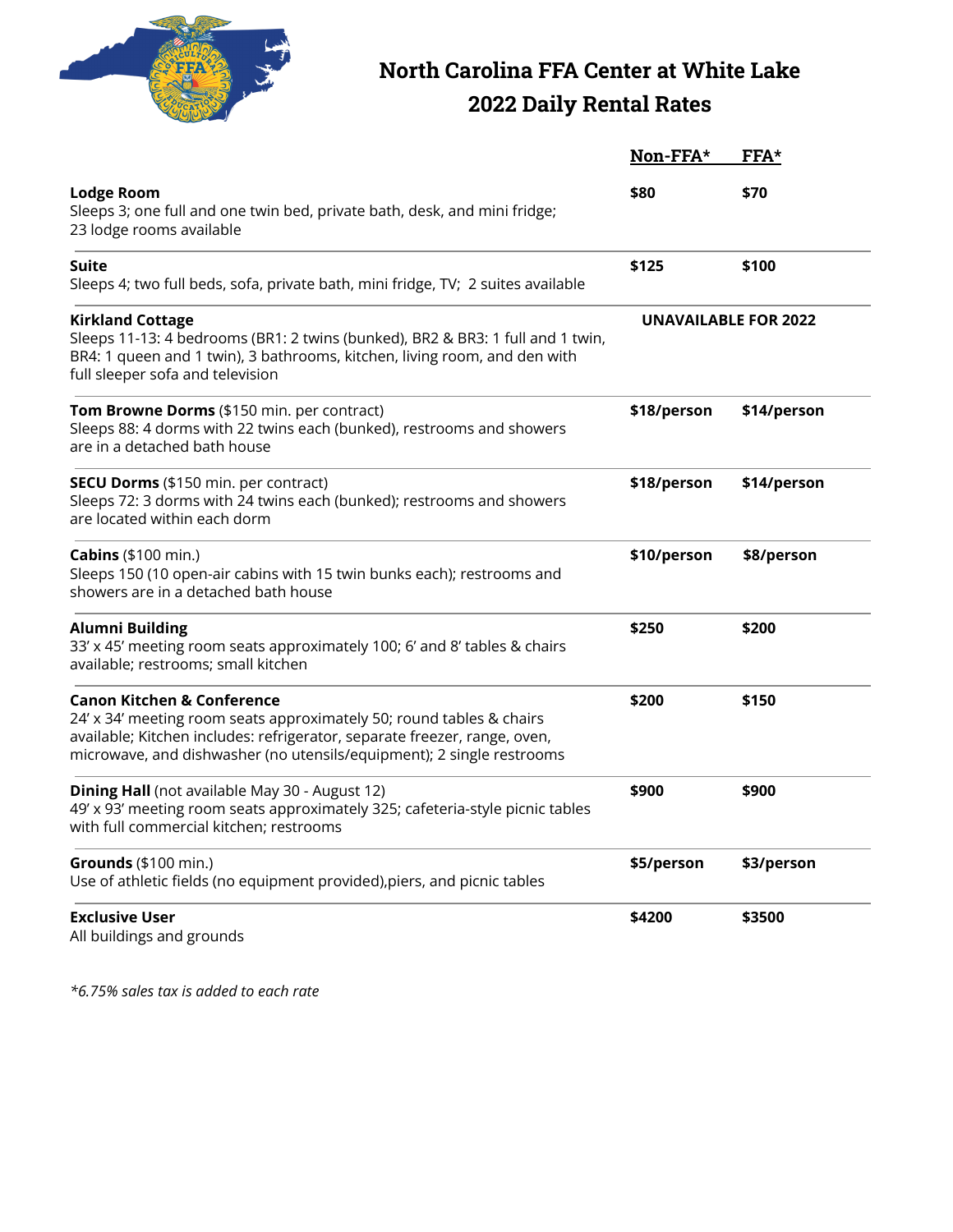# North Carolina FFA Center at White Lake

## 2022 Daily Rental Rates

| | Non-FFA* | FFA* |
|---|---|---|
| **Lodge Room**<br>Sleeps 3; one full and one twin bed, private bath, desk, and mini fridge; 23 lodge rooms available | **$80** | **$70** |
| **Suite**<br>Sleeps 4; two full beds, sofa, private bath, mini fridge, TV; 2 suites available | **$125** | **$100** |
| **Kirkland Cottage**<br>Sleeps 11-13: 4 bedrooms (BR1: 2 twins (bunked), BR2 & BR3: 1 full and 1 twin, BR4: 1 queen and 1 twin), 3 bathrooms, kitchen, living room, and den with full sleeper sofa and television | **UNAVAILABLE FOR 2022** | |
| **Tom Browne Dorms** ($150 min. per contract)<br>Sleeps 88: 4 dorms with 22 twins each (bunked), restrooms and showers are in a detached bath house | **$18/person** | **$14/person** |
| **SECU Dorms** ($150 min. per contract)<br>Sleeps 72: 3 dorms with 24 twins each (bunked); restrooms and showers are located within each dorm | **$18/person** | **$14/person** |
| **Cabins** ($100 min.)<br>Sleeps 150 (10 open-air cabins with 15 twin bunks each); restrooms and showers are in a detached bath house | **$10/person** | **$8/person** |
| **Alumni Building**<br>33' x 45' meeting room seats approximately 100; 6' and 8' tables & chairs available; restrooms; small kitchen | **$250** | **$200** |
| **Canon Kitchen & Conference**<br>24' x 34' meeting room seats approximately 50; round tables & chairs available; Kitchen includes: refrigerator, separate freezer, range, oven, microwave, and dishwasher (no utensils/equipment); 2 single restrooms | **$200** | **$150** |
| **Dining Hall** (not available May 30 - August 12)<br>49' x 93' meeting room seats approximately 325; cafeteria-style picnic tables with full commercial kitchen; restrooms | **$900** | **$900** |
| **Grounds** ($100 min.)<br>Use of athletic fields (no equipment provided),piers, and picnic tables | **$5/person** | **$3/person** |
| **Exclusive User**<br>All buildings and grounds | **$4200** | **$3500** |

*\*6.75% sales tax is added to each rate*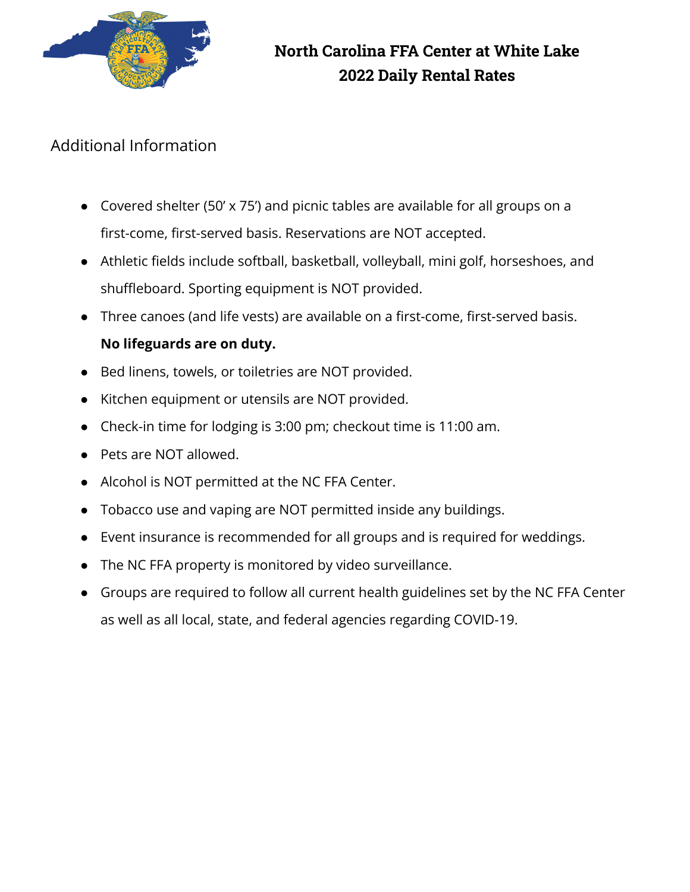# North Carolina FFA Center at White Lake
# 2022 Daily Rental Rates

## Additional Information

- Covered shelter (50' x 75') and picnic tables are available for all groups on a first-come, first-served basis. Reservations are NOT accepted.
- Athletic fields include softball, basketball, volleyball, mini golf, horseshoes, and shuffleboard. Sporting equipment is NOT provided.
- Three canoes (and life vests) are available on a first-come, first-served basis. **No lifeguards are on duty.**
- Bed linens, towels, or toiletries are NOT provided.
- Kitchen equipment or utensils are NOT provided.
- Check-in time for lodging is 3:00 pm; checkout time is 11:00 am.
- Pets are NOT allowed.
- Alcohol is NOT permitted at the NC FFA Center.
- Tobacco use and vaping are NOT permitted inside any buildings.
- Event insurance is recommended for all groups and is required for weddings.
- The NC FFA property is monitored by video surveillance.
- Groups are required to follow all current health guidelines set by the NC FFA Center as well as all local, state, and federal agencies regarding COVID-19.